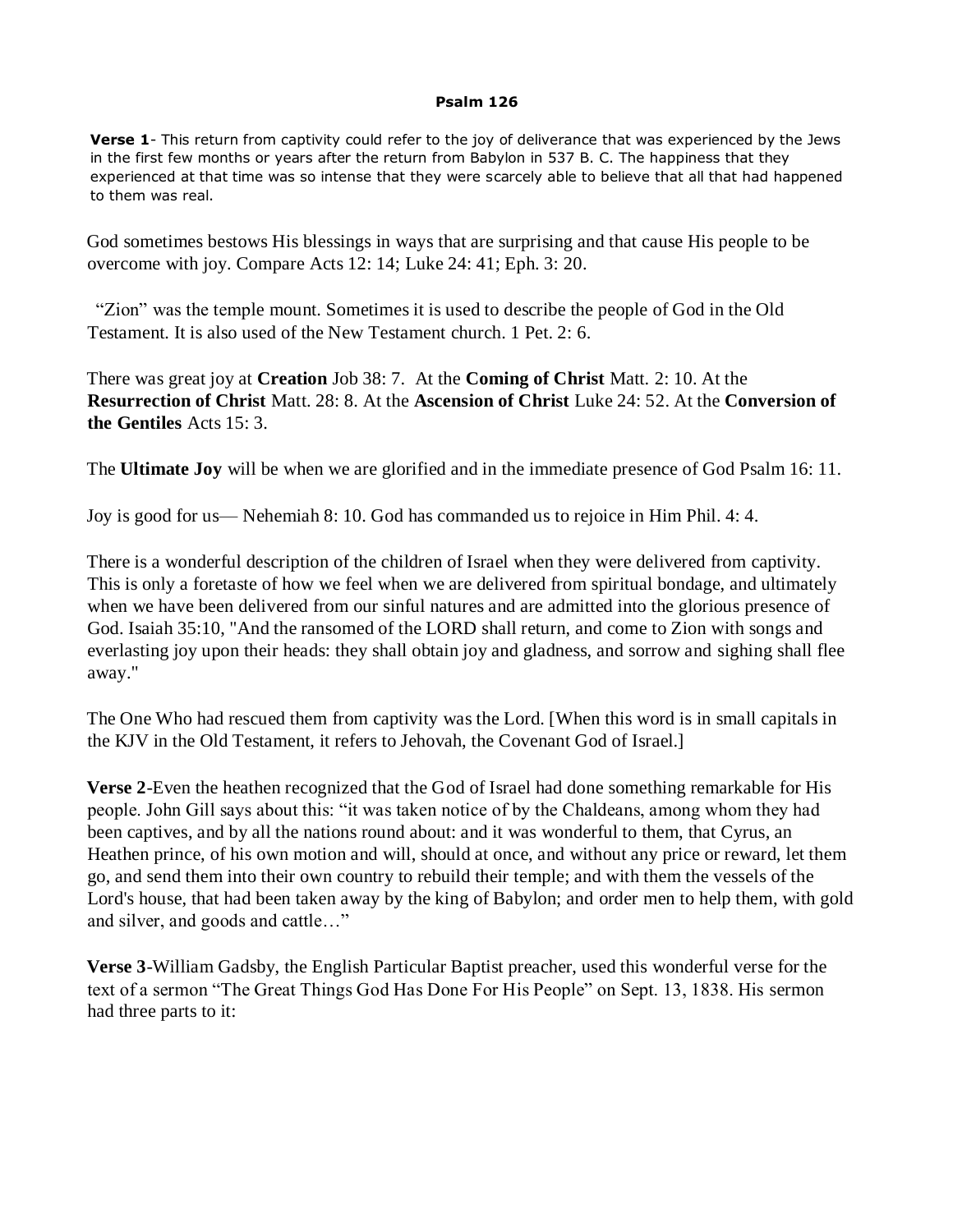**Psalm 126**

**Verse 1**- This return from captivity could refer to the joy of deliverance that was experienced by the Jews in the first few months or years after the return from Babylon in 537 B. C. The happiness that they experienced at that time was so intense that they were scarcely able to believe that all that had happened to them was real.

God sometimes bestows His blessings in ways that are surprising and that cause His people to be overcome with joy. Compare Acts 12: 14; Luke 24: 41; Eph. 3: 20.

"Zion" was the temple mount. Sometimes it is used to describe the people of God in the Old Testament. It is also used of the New Testament church. 1 Pet. 2: 6.

There was great joy at **Creation** Job 38: 7. At the **Coming of Christ** Matt. 2: 10. At the **Resurrection of Christ** Matt. 28: 8. At the **Ascension of Christ** Luke 24: 52. At the **Conversion of the Gentiles** Acts 15: 3.

The **Ultimate Joy** will be when we are glorified and in the immediate presence of God Psalm 16: 11.

Joy is good for us— Nehemiah 8: 10. God has commanded us to rejoice in Him Phil. 4: 4.

There is a wonderful description of the children of Israel when they were delivered from captivity. This is only a foretaste of how we feel when we are delivered from spiritual bondage, and ultimately when we have been delivered from our sinful natures and are admitted into the glorious presence of God. Isaiah 35:10, "And the ransomed of the LORD shall return, and come to Zion with songs and everlasting joy upon their heads: they shall obtain joy and gladness, and sorrow and sighing shall flee away."

The One Who had rescued them from captivity was the Lord. [When this word is in small capitals in the KJV in the Old Testament, it refers to Jehovah, the Covenant God of Israel.]

**Verse 2**-Even the heathen recognized that the God of Israel had done something remarkable for His people. John Gill says about this: "it was taken notice of by the Chaldeans, among whom they had been captives, and by all the nations round about: and it was wonderful to them, that Cyrus, an Heathen prince, of his own motion and will, should at once, and without any price or reward, let them go, and send them into their own country to rebuild their temple; and with them the vessels of the Lord's house, that had been taken away by the king of Babylon; and order men to help them, with gold and silver, and goods and cattle…"

**Verse 3**-William Gadsby, the English Particular Baptist preacher, used this wonderful verse for the text of a sermon "The Great Things God Has Done For His People" on Sept. 13, 1838. His sermon had three parts to it: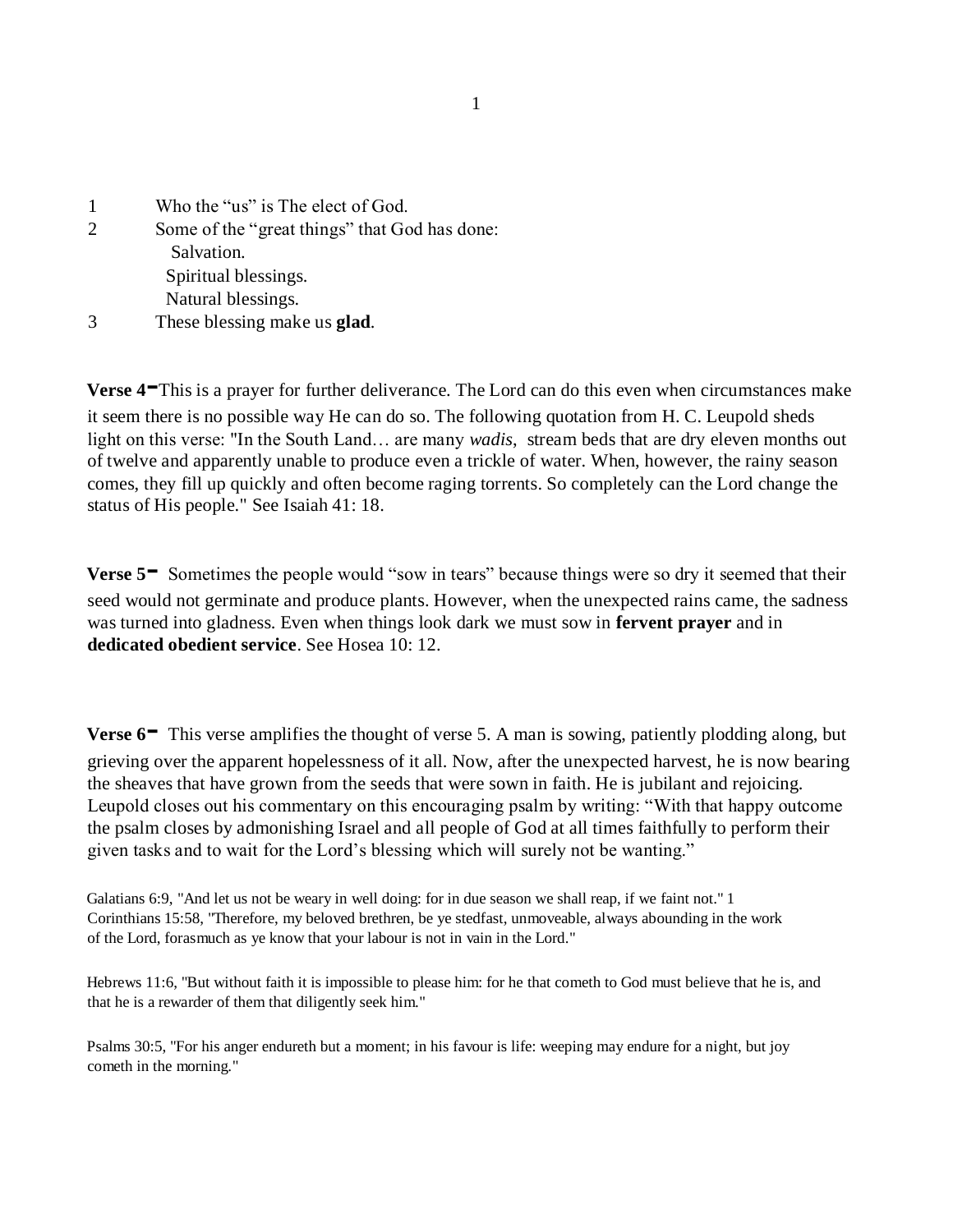1 Who the "us" is The elect of God.

2 Some of the "great things" that God has done:

- Salvation.
- Spiritual blessings.
- Natural blessings.

3 These blessing make us **glad**.

**Verse 4-** This is a prayer for further deliverance. The Lord can do this even when circumstances make it seem there is no possible way He can do so. The following quotation from H. C. Leupold sheds light on this verse: "In the South Land… are many *wadis*, stream beds that are dry eleven months out of twelve and apparently unable to produce even a trickle of water. When, however, the rainy season comes, they fill up quickly and often become raging torrents. So completely can the Lord change the status of His people." See Isaiah 41: 18.

**Verse 5-** Sometimes the people would "sow in tears" because things were so dry it seemed that their seed would not germinate and produce plants. However, when the unexpected rains came, the sadness was turned into gladness. Even when things look dark we must sow in **fervent prayer** and in **dedicated obedient service**. See Hosea 10: 12.

**Verse 6-** This verse amplifies the thought of verse 5. A man is sowing, patiently plodding along, but grieving over the apparent hopelessness of it all. Now, after the unexpected harvest, he is now bearing the sheaves that have grown from the seeds that were sown in faith. He is jubilant and rejoicing. Leupold closes out his commentary on this encouraging psalm by writing: "With that happy outcome the psalm closes by admonishing Israel and all people of God at all times faithfully to perform their given tasks and to wait for the Lord's blessing which will surely not be wanting."

Galatians 6:9, "And let us not be weary in well doing: for in due season we shall reap, if we faint not." 1 Corinthians 15:58, "Therefore, my beloved brethren, be ye stedfast, unmoveable, always abounding in the work of the Lord, forasmuch as ye know that your labour is not in vain in the Lord."

Hebrews 11:6, "But without faith it is impossible to please him: for he that cometh to God must believe that he is, and that he is a rewarder of them that diligently seek him."

Psalms 30:5, "For his anger endureth but a moment; in his favour is life: weeping may endure for a night, but joy cometh in the morning."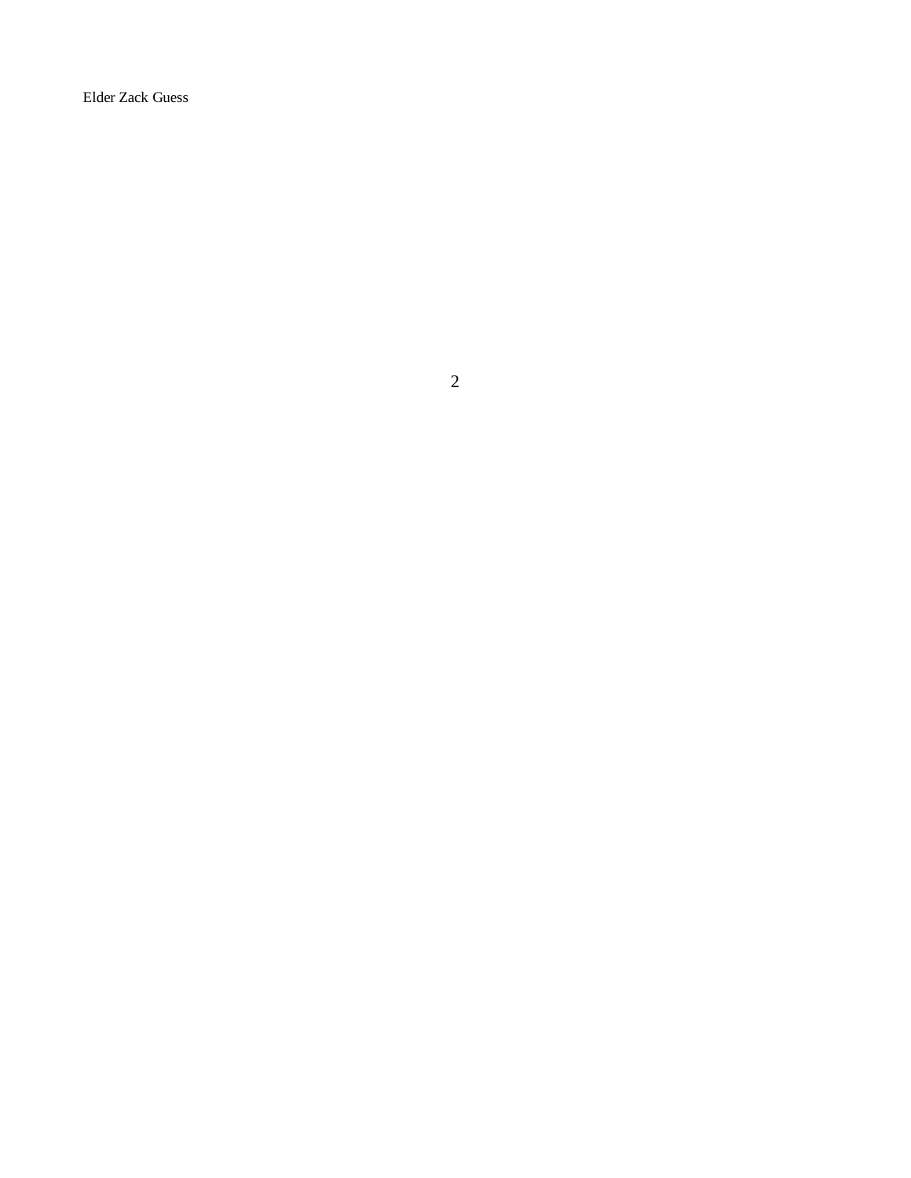Elder Zack Guess

2